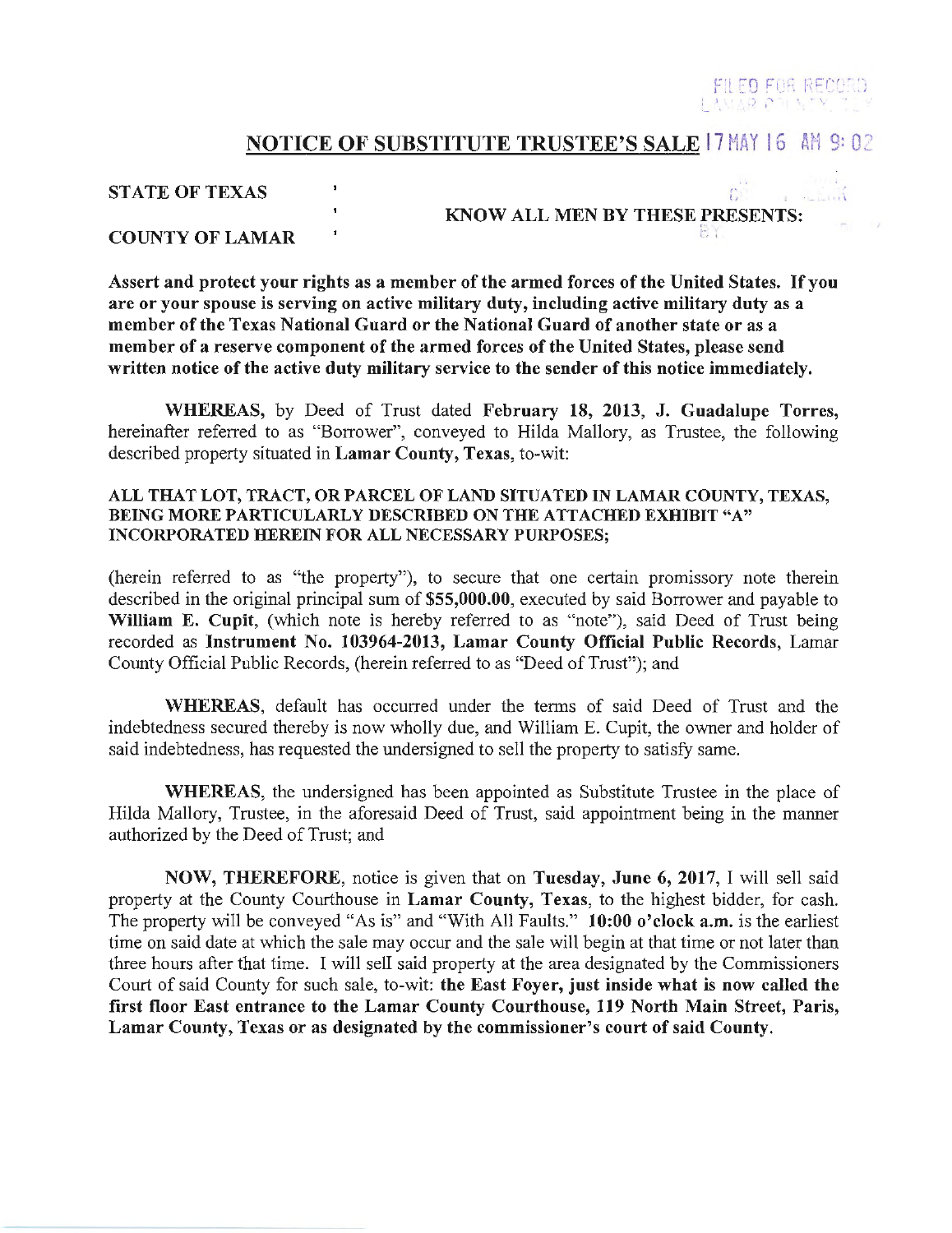FILED FOR RECORD
LAMAR COUNTY, TEX

# NOTICE OF SUBSTITUTE TRUSTEE'S SALE

17 MAY 16 AM 9: 02

**STATE OF TEXAS** '
'
**COUNTY OF LAMAR** '

**KNOW ALL MEN BY THESE PRESENTS:**

**Assert and protect your rights as a member of the armed forces of the United States. If you are or your spouse is serving on active military duty, including active military duty as a member of the Texas National Guard or the National Guard of another state or as a member of a reserve component of the armed forces of the United States, please send written notice of the active duty military service to the sender of this notice immediately.**

**WHEREAS,** by Deed of Trust dated **February 18, 2013**, **J. Guadalupe Torres,** hereinafter referred to as "Borrower", conveyed to Hilda Mallory, as Trustee, the following described property situated in **Lamar County, Texas**, to-wit:

**ALL THAT LOT, TRACT, OR PARCEL OF LAND SITUATED IN LAMAR COUNTY, TEXAS, BEING MORE PARTICULARLY DESCRIBED ON THE ATTACHED EXHIBIT "A" INCORPORATED HEREIN FOR ALL NECESSARY PURPOSES;**

(herein referred to as "the property"), to secure that one certain promissory note therein described in the original principal sum of **$55,000.00**, executed by said Borrower and payable to **William E. Cupit**, (which note is hereby referred to as "note"), said Deed of Trust being recorded as **Instrument No. 103964-2013, Lamar County Official Public Records**, Lamar County Official Public Records, (herein referred to as "Deed of Trust"); and

**WHEREAS**, default has occurred under the terms of said Deed of Trust and the indebtedness secured thereby is now wholly due, and William E. Cupit, the owner and holder of said indebtedness, has requested the undersigned to sell the property to satisfy same.

**WHEREAS**, the undersigned has been appointed as Substitute Trustee in the place of Hilda Mallory, Trustee, in the aforesaid Deed of Trust, said appointment being in the manner authorized by the Deed of Trust; and

**NOW, THEREFORE**, notice is given that on **Tuesday, June 6, 2017**, I will sell said property at the County Courthouse in **Lamar County, Texas**, to the highest bidder, for cash. The property will be conveyed "As is" and "With All Faults." **10:00 o'clock a.m.** is the earliest time on said date at which the sale may occur and the sale will begin at that time or not later than three hours after that time. I will sell said property at the area designated by the Commissioners Court of said County for such sale, to-wit: **the East Foyer, just inside what is now called the first floor East entrance to the Lamar County Courthouse, 119 North Main Street, Paris, Lamar County, Texas or as designated by the commissioner's court of said County.**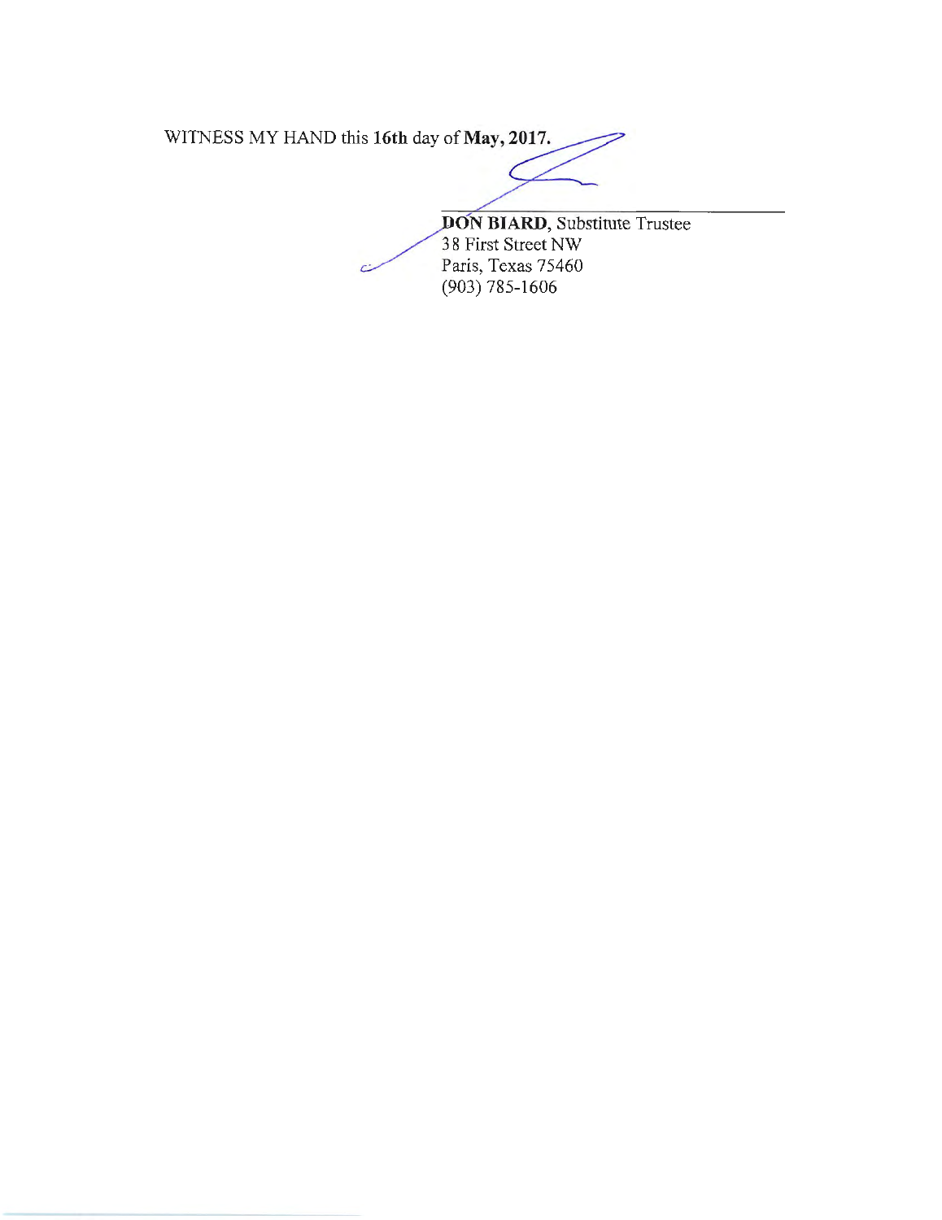WITNESS MY HAND this **16th** day of **May, 2017.**

**DON BIARD**, Substitute Trustee
38 First Street NW
Paris, Texas 75460
(903) 785-1606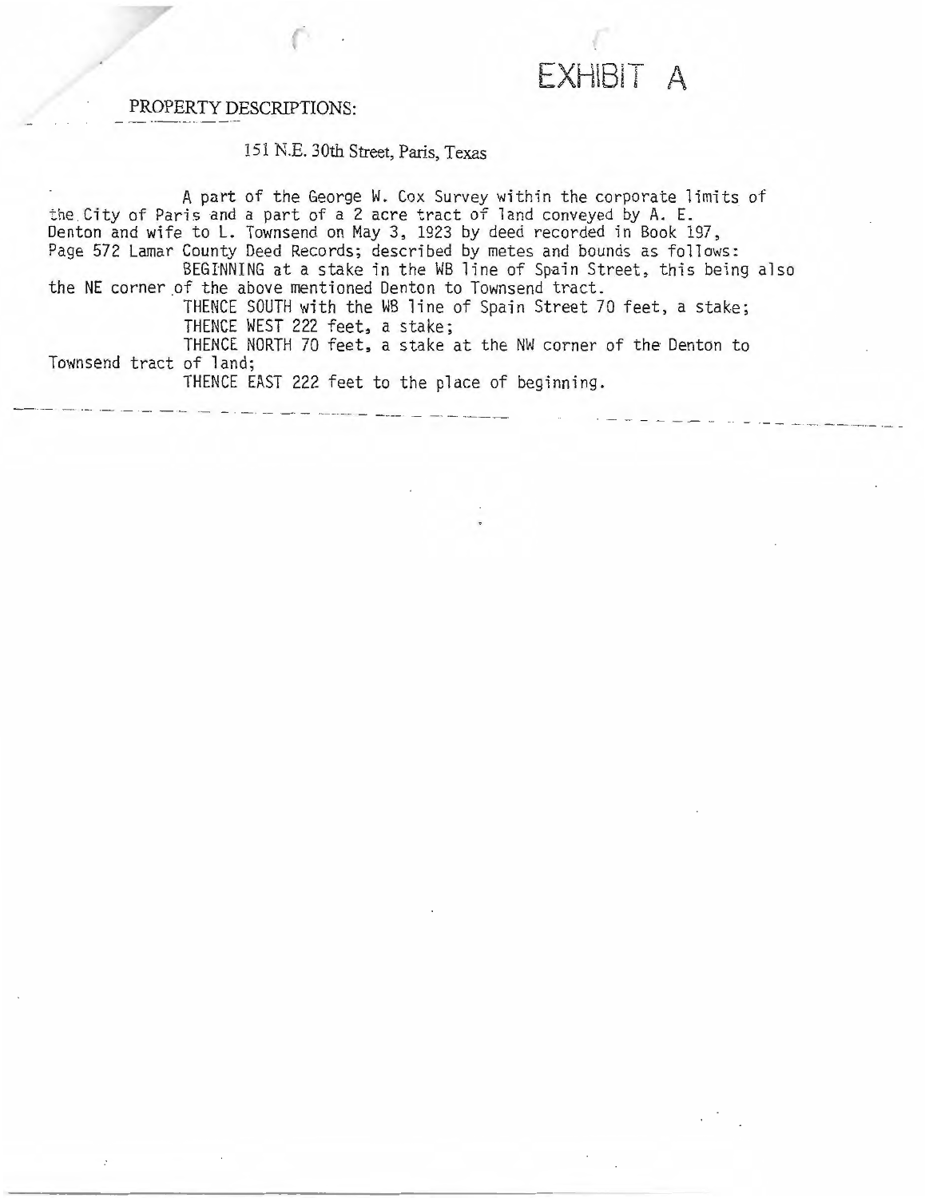# EXHIBIT A

PROPERTY DESCRIPTIONS:

151 N.E. 30th Street, Paris, Texas

A part of the George W. Cox Survey within the corporate limits of the City of Paris and a part of a 2 acre tract of land conveyed by A. E. Denton and wife to L. Townsend on May 3, 1923 by deed recorded in Book 197, Page 572 Lamar County Deed Records; described by metes and bounds as follows:

BEGINNING at a stake in the WB line of Spain Street, this being also the NE corner of the above mentioned Denton to Townsend tract.

THENCE SOUTH with the WB line of Spain Street 70 feet, a stake;

THENCE WEST 222 feet, a stake;

THENCE NORTH 70 feet, a stake at the NW corner of the Denton to Townsend tract of land;

THENCE EAST 222 feet to the place of beginning.